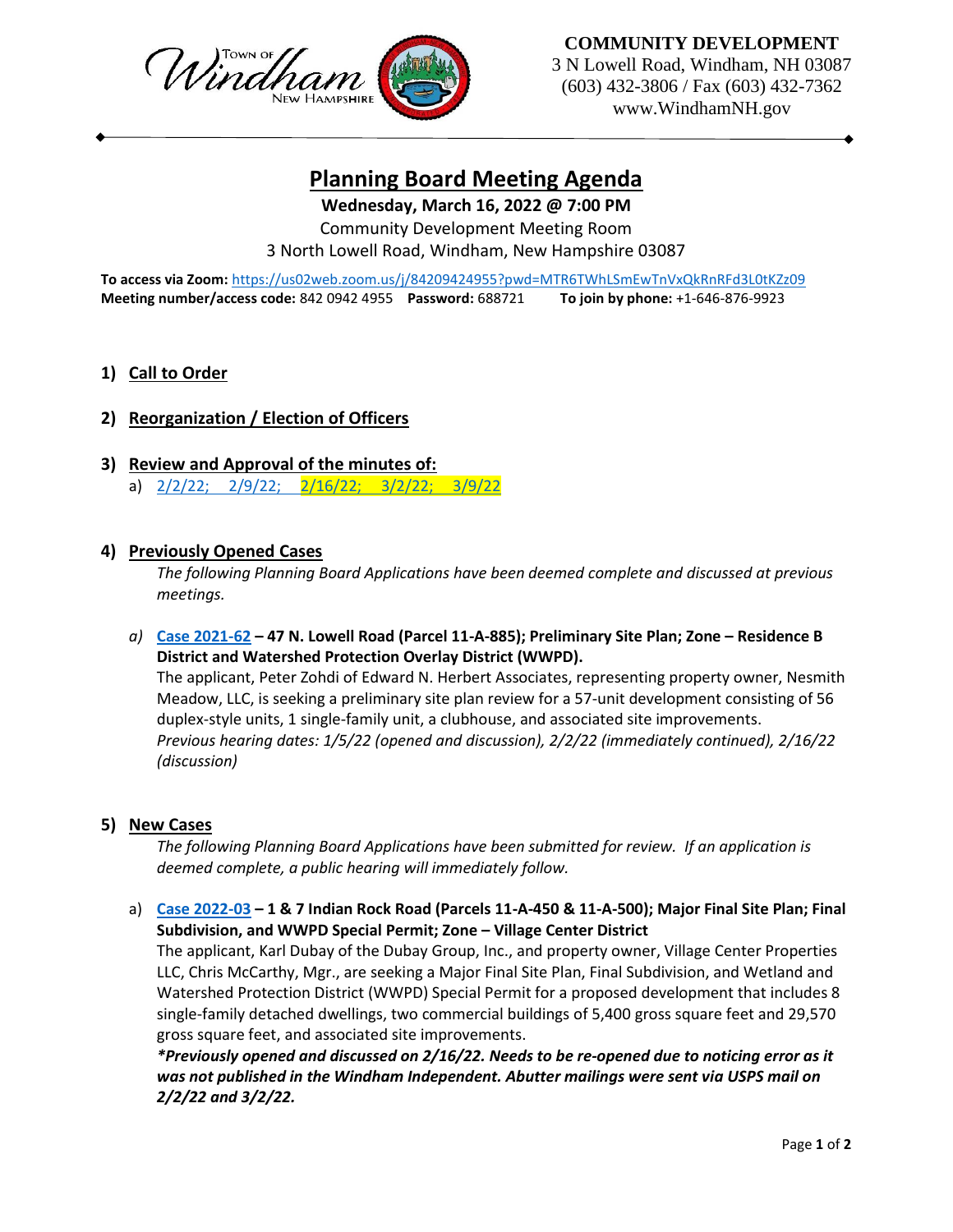Town of Windham New Hampshire

**COMMUNITY DEVELOPMENT**
3 N Lowell Road, Windham, NH 03087
(603) 432-3806 / Fax (603) 432-7362
www.WindhamNH.gov

# Planning Board Meeting Agenda

**Wednesday, March 16, 2022 @ 7:00 PM**
Community Development Meeting Room
3 North Lowell Road, Windham, New Hampshire 03087

**To access via Zoom:** https://us02web.zoom.us/j/84209424955?pwd=MTR6TWhLSmEwTnVxQkRnRFd3L0tKZz09
**Meeting number/access code:** 842 0942 4955 **Password:** 688721 **To join by phone:** +1-646-876-9923

## 1) Call to Order

## 2) Reorganization / Election of Officers

## 3) Review and Approval of the minutes of:

a) 2/2/22; 2/9/22; 2/16/22; 3/2/22; 3/9/22

## 4) Previously Opened Cases

*The following Planning Board Applications have been deemed complete and discussed at previous meetings.*

*a)* **Case 2021-62 – 47 N. Lowell Road (Parcel 11-A-885); Preliminary Site Plan; Zone – Residence B District and Watershed Protection Overlay District (WWPD).**
The applicant, Peter Zohdi of Edward N. Herbert Associates, representing property owner, Nesmith Meadow, LLC, is seeking a preliminary site plan review for a 57-unit development consisting of 56 duplex-style units, 1 single-family unit, a clubhouse, and associated site improvements.
*Previous hearing dates: 1/5/22 (opened and discussion), 2/2/22 (immediately continued), 2/16/22 (discussion)*

## 5) New Cases

*The following Planning Board Applications have been submitted for review. If an application is deemed complete, a public hearing will immediately follow.*

a) **Case 2022-03 – 1 & 7 Indian Rock Road (Parcels 11-A-450 & 11-A-500); Major Final Site Plan; Final Subdivision, and WWPD Special Permit; Zone – Village Center District**
The applicant, Karl Dubay of the Dubay Group, Inc., and property owner, Village Center Properties LLC, Chris McCarthy, Mgr., are seeking a Major Final Site Plan, Final Subdivision, and Wetland and Watershed Protection District (WWPD) Special Permit for a proposed development that includes 8 single-family detached dwellings, two commercial buildings of 5,400 gross square feet and 29,570 gross square feet, and associated site improvements.
***Previously opened and discussed on 2/16/22. Needs to be re-opened due to noticing error as it was not published in the Windham Independent. Abutter mailings were sent via USPS mail on 2/2/22 and 3/2/22.***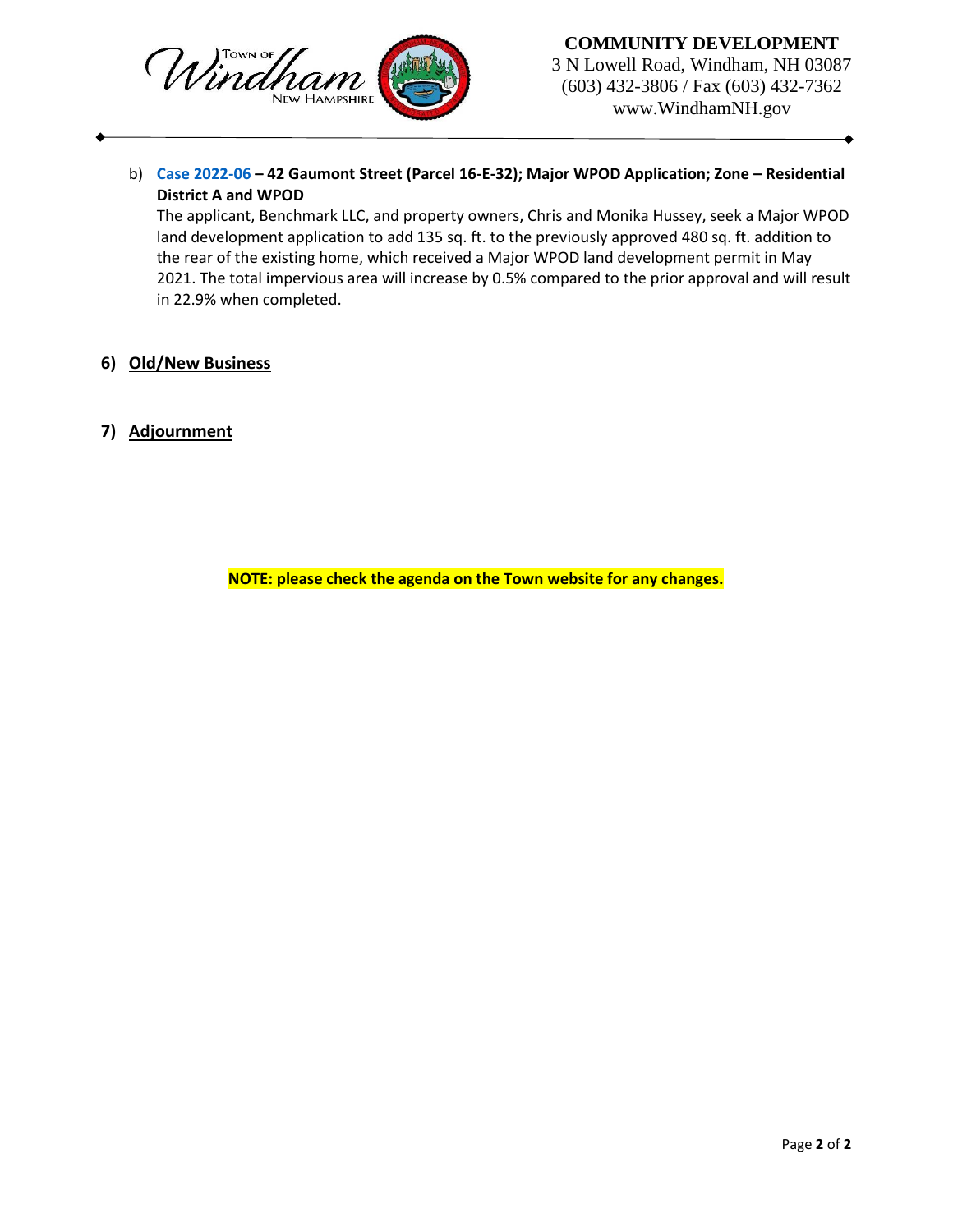**COMMUNITY DEVELOPMENT**
3 N Lowell Road, Windham, NH 03087
(603) 432-3806 / Fax (603) 432-7362
www.WindhamNH.gov

b) **Case 2022-06 – 42 Gaumont Street (Parcel 16-E-32); Major WPOD Application; Zone – Residential District A and WPOD**
The applicant, Benchmark LLC, and property owners, Chris and Monika Hussey, seek a Major WPOD land development application to add 135 sq. ft. to the previously approved 480 sq. ft. addition to the rear of the existing home, which received a Major WPOD land development permit in May 2021. The total impervious area will increase by 0.5% compared to the prior approval and will result in 22.9% when completed.

## 6) Old/New Business

## 7) Adjournment

**NOTE: please check the agenda on the Town website for any changes.**